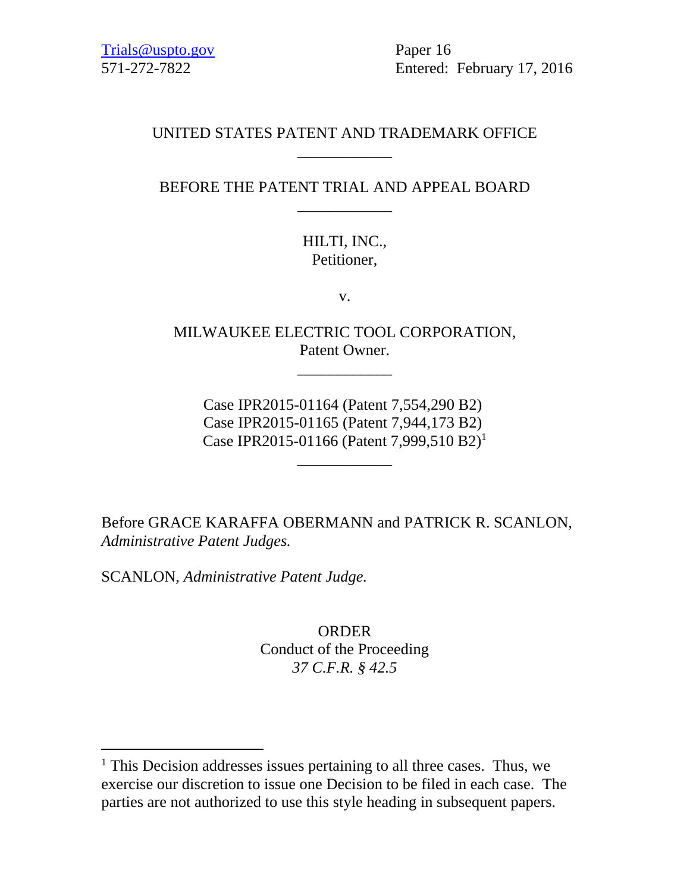Trials@uspto.gov
571-272-7822

Paper 16
Entered: February 17, 2016

UNITED STATES PATENT AND TRADEMARK OFFICE

\_\_\_\_\_\_\_\_\_\_\_\_

BEFORE THE PATENT TRIAL AND APPEAL BOARD

\_\_\_\_\_\_\_\_\_\_\_\_

HILTI, INC.,
Petitioner,

v.

MILWAUKEE ELECTRIC TOOL CORPORATION,
Patent Owner.

\_\_\_\_\_\_\_\_\_\_\_\_

Case IPR2015-01164 (Patent 7,554,290 B2)
Case IPR2015-01165 (Patent 7,944,173 B2)
Case IPR2015-01166 (Patent 7,999,510 B2)[1]

\_\_\_\_\_\_\_\_\_\_\_\_

Before GRACE KARAFFA OBERMANN and PATRICK R. SCANLON, *Administrative Patent Judges.*

SCANLON, *Administrative Patent Judge.*

ORDER
Conduct of the Proceeding
*37 C.F.R. § 42.5*

---

[1] This Decision addresses issues pertaining to all three cases. Thus, we exercise our discretion to issue one Decision to be filed in each case. The parties are not authorized to use this style heading in subsequent papers.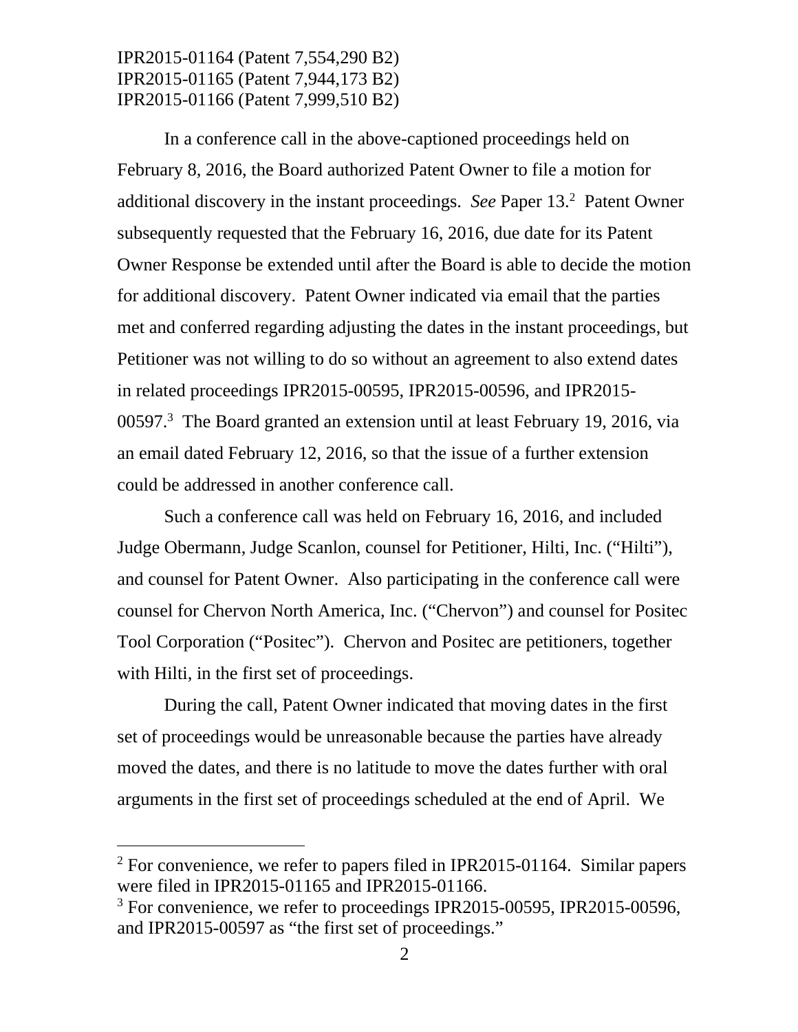IPR2015-01164 (Patent 7,554,290 B2)
IPR2015-01165 (Patent 7,944,173 B2)
IPR2015-01166 (Patent 7,999,510 B2)

In a conference call in the above-captioned proceedings held on February 8, 2016, the Board authorized Patent Owner to file a motion for additional discovery in the instant proceedings. *See* Paper 13.[2] Patent Owner subsequently requested that the February 16, 2016, due date for its Patent Owner Response be extended until after the Board is able to decide the motion for additional discovery. Patent Owner indicated via email that the parties met and conferred regarding adjusting the dates in the instant proceedings, but Petitioner was not willing to do so without an agreement to also extend dates in related proceedings IPR2015-00595, IPR2015-00596, and IPR2015-00597.[3] The Board granted an extension until at least February 19, 2016, via an email dated February 12, 2016, so that the issue of a further extension could be addressed in another conference call.

Such a conference call was held on February 16, 2016, and included Judge Obermann, Judge Scanlon, counsel for Petitioner, Hilti, Inc. ("Hilti"), and counsel for Patent Owner. Also participating in the conference call were counsel for Chervon North America, Inc. ("Chervon") and counsel for Positec Tool Corporation ("Positec"). Chervon and Positec are petitioners, together with Hilti, in the first set of proceedings.

During the call, Patent Owner indicated that moving dates in the first set of proceedings would be unreasonable because the parties have already moved the dates, and there is no latitude to move the dates further with oral arguments in the first set of proceedings scheduled at the end of April. We

[2] For convenience, we refer to papers filed in IPR2015-01164. Similar papers were filed in IPR2015-01165 and IPR2015-01166.

[3] For convenience, we refer to proceedings IPR2015-00595, IPR2015-00596, and IPR2015-00597 as "the first set of proceedings."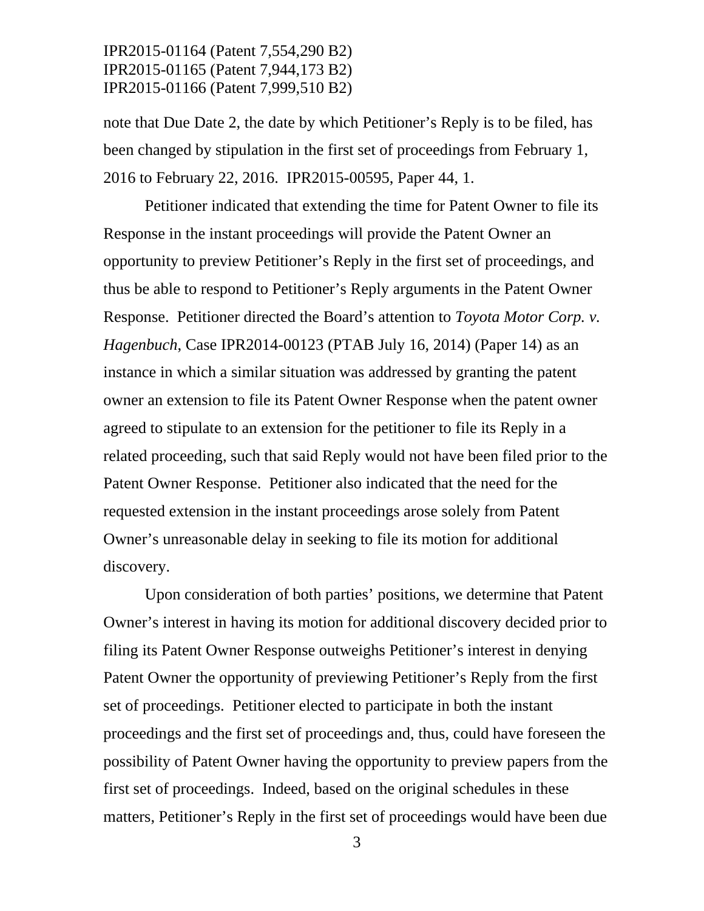note that Due Date 2, the date by which Petitioner's Reply is to be filed, has been changed by stipulation in the first set of proceedings from February 1, 2016 to February 22, 2016. IPR2015-00595, Paper 44, 1.

Petitioner indicated that extending the time for Patent Owner to file its Response in the instant proceedings will provide the Patent Owner an opportunity to preview Petitioner's Reply in the first set of proceedings, and thus be able to respond to Petitioner's Reply arguments in the Patent Owner Response. Petitioner directed the Board's attention to *Toyota Motor Corp. v. Hagenbuch*, Case IPR2014-00123 (PTAB July 16, 2014) (Paper 14) as an instance in which a similar situation was addressed by granting the patent owner an extension to file its Patent Owner Response when the patent owner agreed to stipulate to an extension for the petitioner to file its Reply in a related proceeding, such that said Reply would not have been filed prior to the Patent Owner Response. Petitioner also indicated that the need for the requested extension in the instant proceedings arose solely from Patent Owner's unreasonable delay in seeking to file its motion for additional discovery.

Upon consideration of both parties' positions, we determine that Patent Owner's interest in having its motion for additional discovery decided prior to filing its Patent Owner Response outweighs Petitioner's interest in denying Patent Owner the opportunity of previewing Petitioner's Reply from the first set of proceedings. Petitioner elected to participate in both the instant proceedings and the first set of proceedings and, thus, could have foreseen the possibility of Patent Owner having the opportunity to preview papers from the first set of proceedings. Indeed, based on the original schedules in these matters, Petitioner's Reply in the first set of proceedings would have been due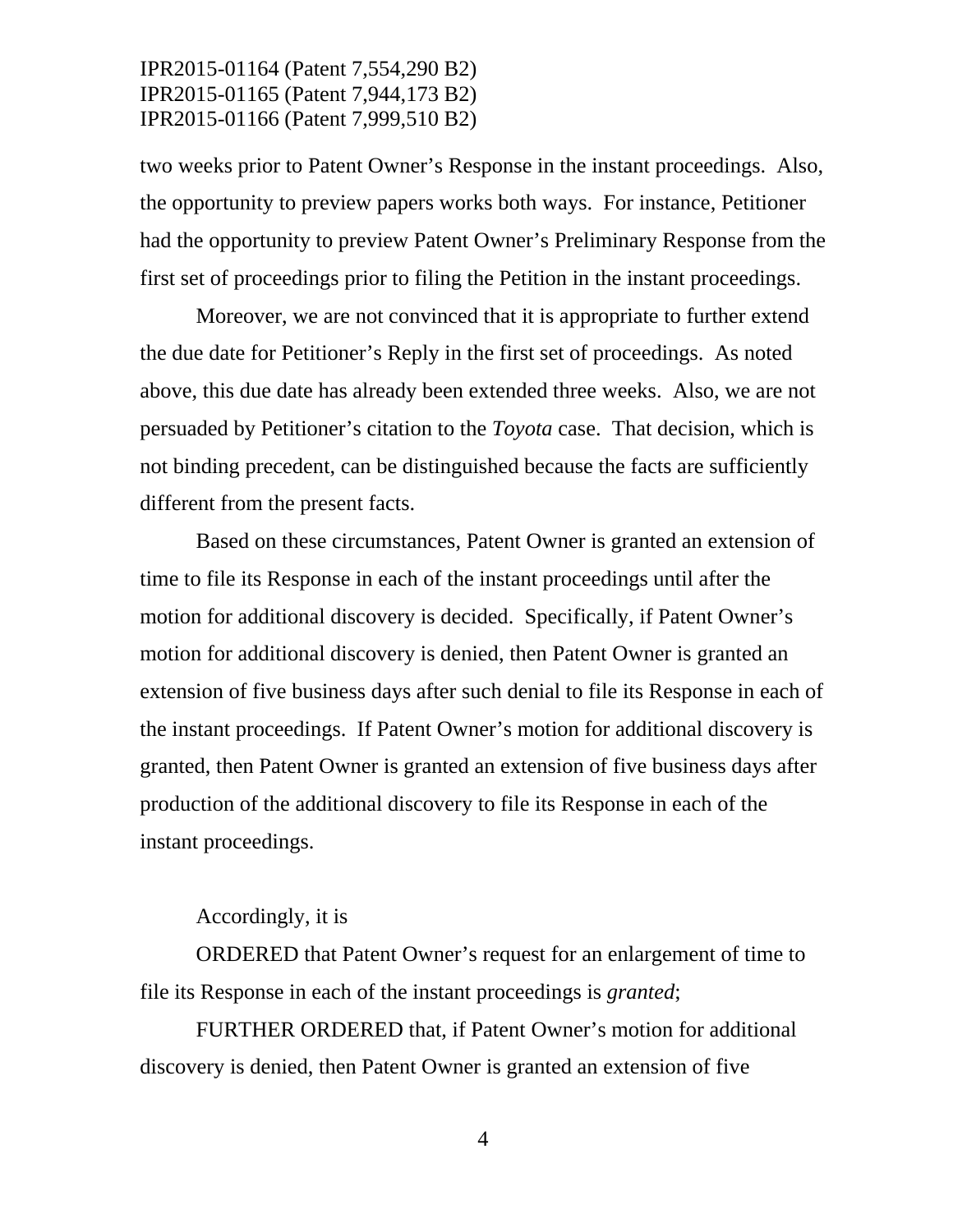two weeks prior to Patent Owner's Response in the instant proceedings. Also, the opportunity to preview papers works both ways. For instance, Petitioner had the opportunity to preview Patent Owner's Preliminary Response from the first set of proceedings prior to filing the Petition in the instant proceedings.

Moreover, we are not convinced that it is appropriate to further extend the due date for Petitioner's Reply in the first set of proceedings. As noted above, this due date has already been extended three weeks. Also, we are not persuaded by Petitioner's citation to the *Toyota* case. That decision, which is not binding precedent, can be distinguished because the facts are sufficiently different from the present facts.

Based on these circumstances, Patent Owner is granted an extension of time to file its Response in each of the instant proceedings until after the motion for additional discovery is decided. Specifically, if Patent Owner's motion for additional discovery is denied, then Patent Owner is granted an extension of five business days after such denial to file its Response in each of the instant proceedings. If Patent Owner's motion for additional discovery is granted, then Patent Owner is granted an extension of five business days after production of the additional discovery to file its Response in each of the instant proceedings.

Accordingly, it is

ORDERED that Patent Owner's request for an enlargement of time to file its Response in each of the instant proceedings is *granted*;

FURTHER ORDERED that, if Patent Owner's motion for additional discovery is denied, then Patent Owner is granted an extension of five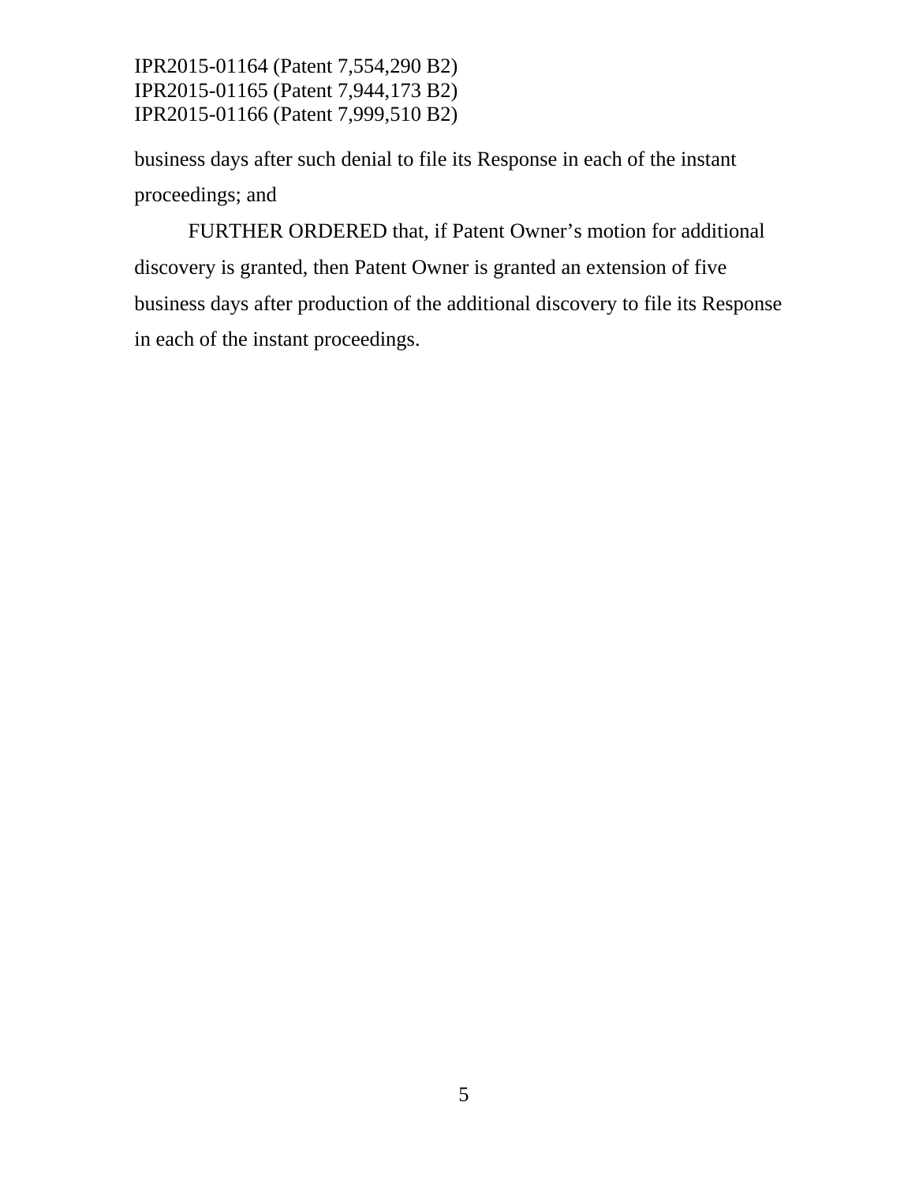business days after such denial to file its Response in each of the instant proceedings; and

FURTHER ORDERED that, if Patent Owner's motion for additional discovery is granted, then Patent Owner is granted an extension of five business days after production of the additional discovery to file its Response in each of the instant proceedings.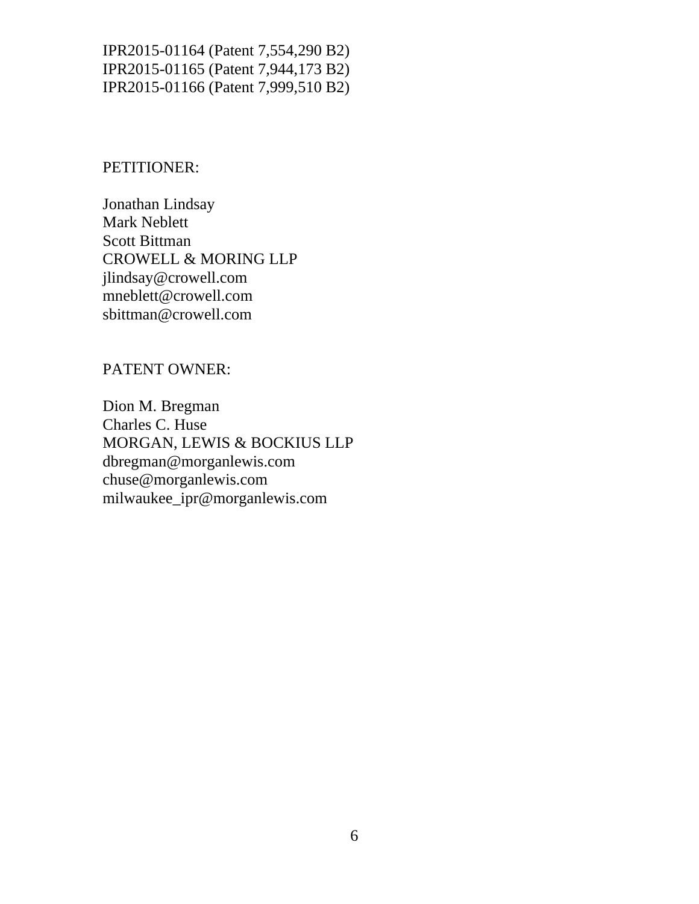IPR2015-01164 (Patent 7,554,290 B2)
IPR2015-01165 (Patent 7,944,173 B2)
IPR2015-01166 (Patent 7,999,510 B2)

PETITIONER:

Jonathan Lindsay
Mark Neblett
Scott Bittman
CROWELL & MORING LLP
jlindsay@crowell.com
mneblett@crowell.com
sbittman@crowell.com

PATENT OWNER:

Dion M. Bregman
Charles C. Huse
MORGAN, LEWIS & BOCKIUS LLP
dbregman@morganlewis.com
chuse@morganlewis.com
milwaukee_ipr@morganlewis.com